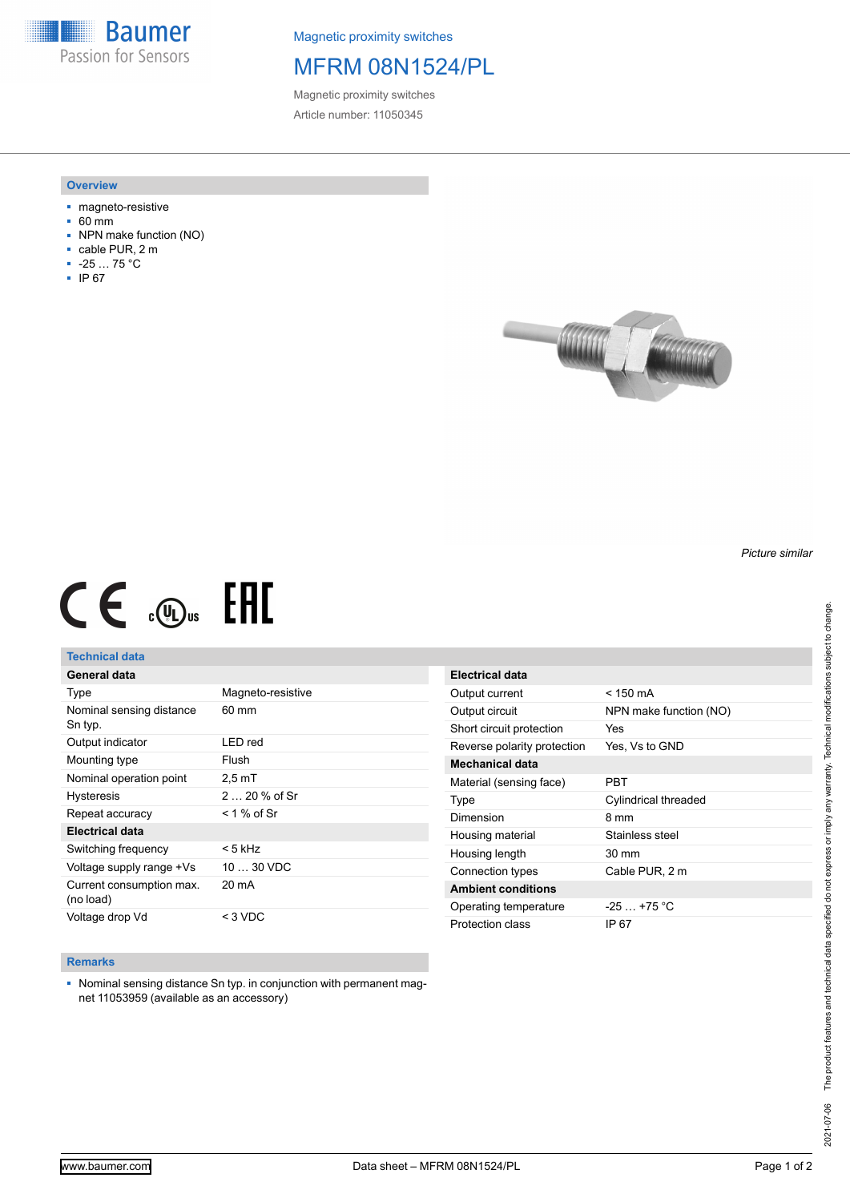Magnetic proximity switches

# MFRM 08N1524/PL

Magnetic proximity switches

Article number: 11050345

## Overview

- magneto-resistive
- 60 mm
- NPN make function (NO)
- cable PUR, 2 m
- -25 … 75 °C
- IP 67

*Picture similar*

## Technical data

| General data | |
|---|---|
| Type | Magneto-resistive |
| Nominal sensing distance Sn typ. | 60 mm |
| Output indicator | LED red |
| Mounting type | Flush |
| Nominal operation point | 2,5 mT |
| Hysteresis | 2 … 20 % of Sr |
| Repeat accuracy | < 1 % of Sr |
| **Electrical data** | |
| Switching frequency | < 5 kHz |
| Voltage supply range +Vs | 10 … 30 VDC |
| Current consumption max. (no load) | 20 mA |
| Voltage drop Vd | < 3 VDC |

| Electrical data | |
|---|---|
| Output current | < 150 mA |
| Output circuit | NPN make function (NO) |
| Short circuit protection | Yes |
| Reverse polarity protection | Yes, Vs to GND |
| **Mechanical data** | |
| Material (sensing face) | PBT |
| Type | Cylindrical threaded |
| Dimension | 8 mm |
| Housing material | Stainless steel |
| Housing length | 30 mm |
| Connection types | Cable PUR, 2 m |
| **Ambient conditions** | |
| Operating temperature | -25 … +75 °C |
| Protection class | IP 67 |

## Remarks

- Nominal sensing distance Sn typ. in conjunction with permanent magnet 11053959 (available as an accessory)

The product features and technical data specified do not express or imply any warranty. Technical modifications subject to change.
2021-07-06

www.baumer.com

Data sheet – MFRM 08N1524/PL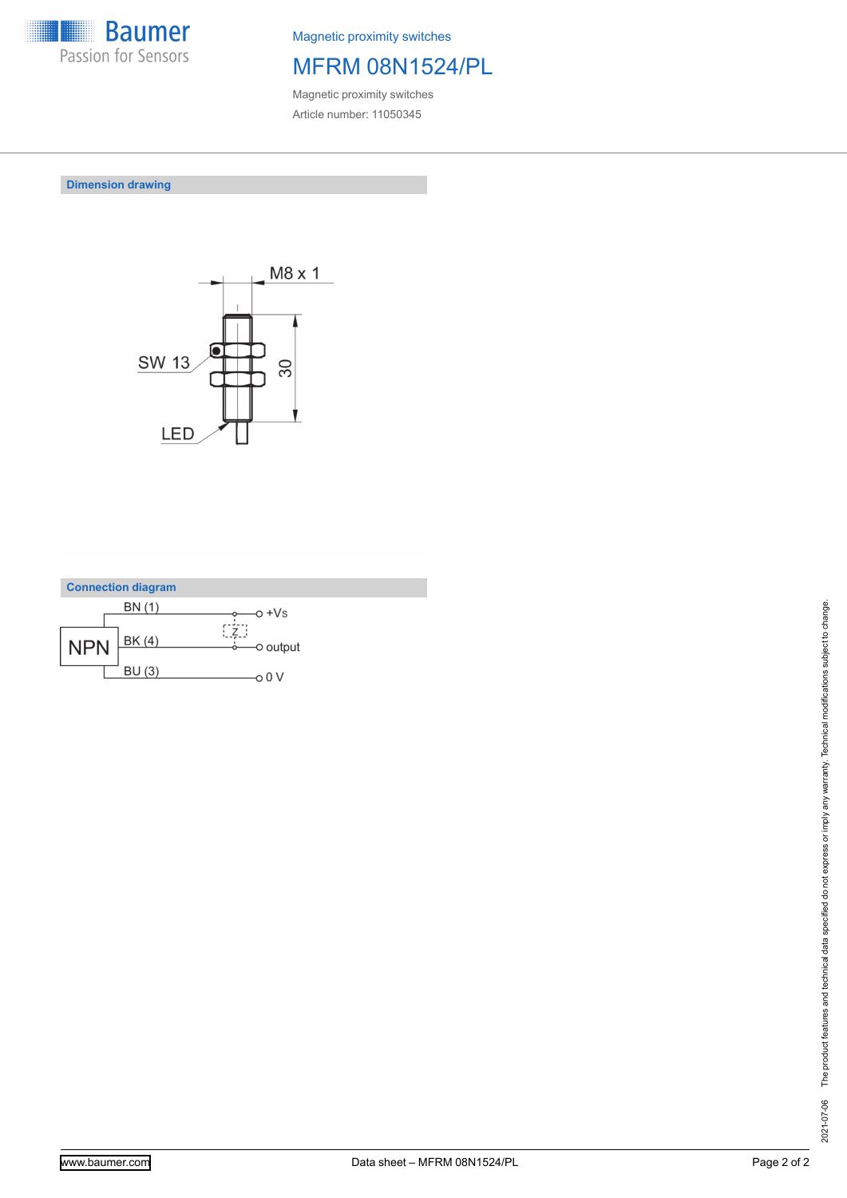Magnetic proximity switches

# MFRM 08N1524/PL

Magnetic proximity switches

Article number: 11050345

## Dimension drawing

M8 x 1

SW 13

30

LED

## Connection diagram

NPN

BN (1) +Vs

BK (4) output

Z

BU (3) 0 V

2021-07-06 The product features and technical data specified do not express or imply any warranty. Technical modifications subject to change.

www.baumer.com

Data sheet – MFRM 08N1524/PL